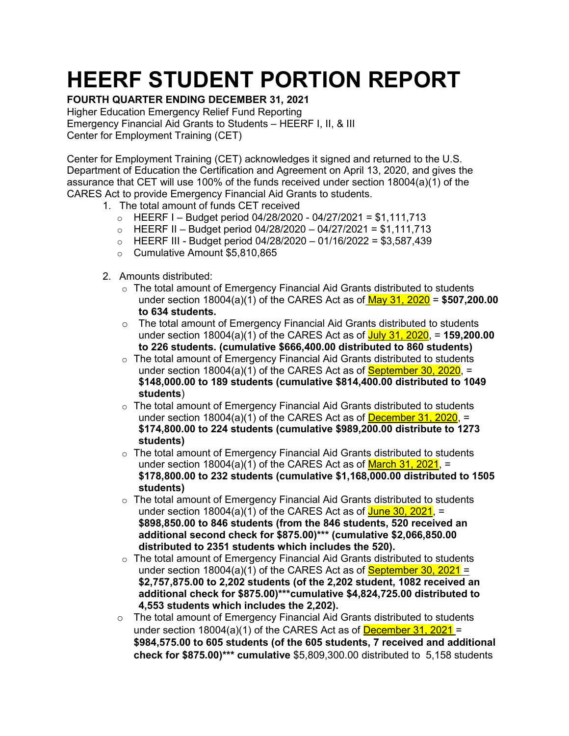# HEERF STUDENT PORTION REPORT

**FOURTH QUARTER ENDING DECEMBER 31, 2021**

Higher Education Emergency Relief Fund Reporting
Emergency Financial Aid Grants to Students – HEERF I, II, & III
Center for Employment Training (CET)

Center for Employment Training (CET) acknowledges it signed and returned to the U.S. Department of Education the Certification and Agreement on April 13, 2020, and gives the assurance that CET will use 100% of the funds received under section 18004(a)(1) of the CARES Act to provide Emergency Financial Aid Grants to students.

1. The total amount of funds CET received
   - HEERF I – Budget period 04/28/2020 - 04/27/2021 = $1,111,713
   - HEERF II – Budget period 04/28/2020 – 04/27/2021 = $1,111,713
   - HEERF III - Budget period 04/28/2020 – 01/16/2022 = $3,587,439
   - Cumulative Amount $5,810,865

2. Amounts distributed:
   - The total amount of Emergency Financial Aid Grants distributed to students under section 18004(a)(1) of the CARES Act as of May 31, 2020 = **$507,200.00 to 634 students.**
   - The total amount of Emergency Financial Aid Grants distributed to students under section 18004(a)(1) of the CARES Act as of July 31, 2020, = **159,200.00 to 226 students. (cumulative $666,400.00 distributed to 860 students)**
   - The total amount of Emergency Financial Aid Grants distributed to students under section 18004(a)(1) of the CARES Act as of September 30, 2020, = **$148,000.00 to 189 students (cumulative $814,400.00 distributed to 1049 students**)
   - The total amount of Emergency Financial Aid Grants distributed to students under section 18004(a)(1) of the CARES Act as of December 31, 2020, = **$174,800.00 to 224 students (cumulative $989,200.00 distribute to 1273 students)**
   - The total amount of Emergency Financial Aid Grants distributed to students under section 18004(a)(1) of the CARES Act as of March 31, 2021, = **$178,800.00 to 232 students (cumulative $1,168,000.00 distributed to 1505 students)**
   - The total amount of Emergency Financial Aid Grants distributed to students under section 18004(a)(1) of the CARES Act as of June 30, 2021, = **$898,850.00 to 846 students (from the 846 students, 520 received an additional second check for $875.00)*** (cumulative $2,066,850.00 distributed to 2351 students which includes the 520).**
   - The total amount of Emergency Financial Aid Grants distributed to students under section 18004(a)(1) of the CARES Act as of September 30, 2021 = **$2,757,875.00 to 2,202 students (of the 2,202 student, 1082 received an additional check for $875.00)***cumulative $4,824,725.00 distributed to 4,553 students which includes the 2,202).**
   - The total amount of Emergency Financial Aid Grants distributed to students under section 18004(a)(1) of the CARES Act as of December 31, 2021 = **$984,575.00 to 605 students (of the 605 students, 7 received and additional check for $875.00)*** cumulative** $5,809,300.00 distributed to 5,158 students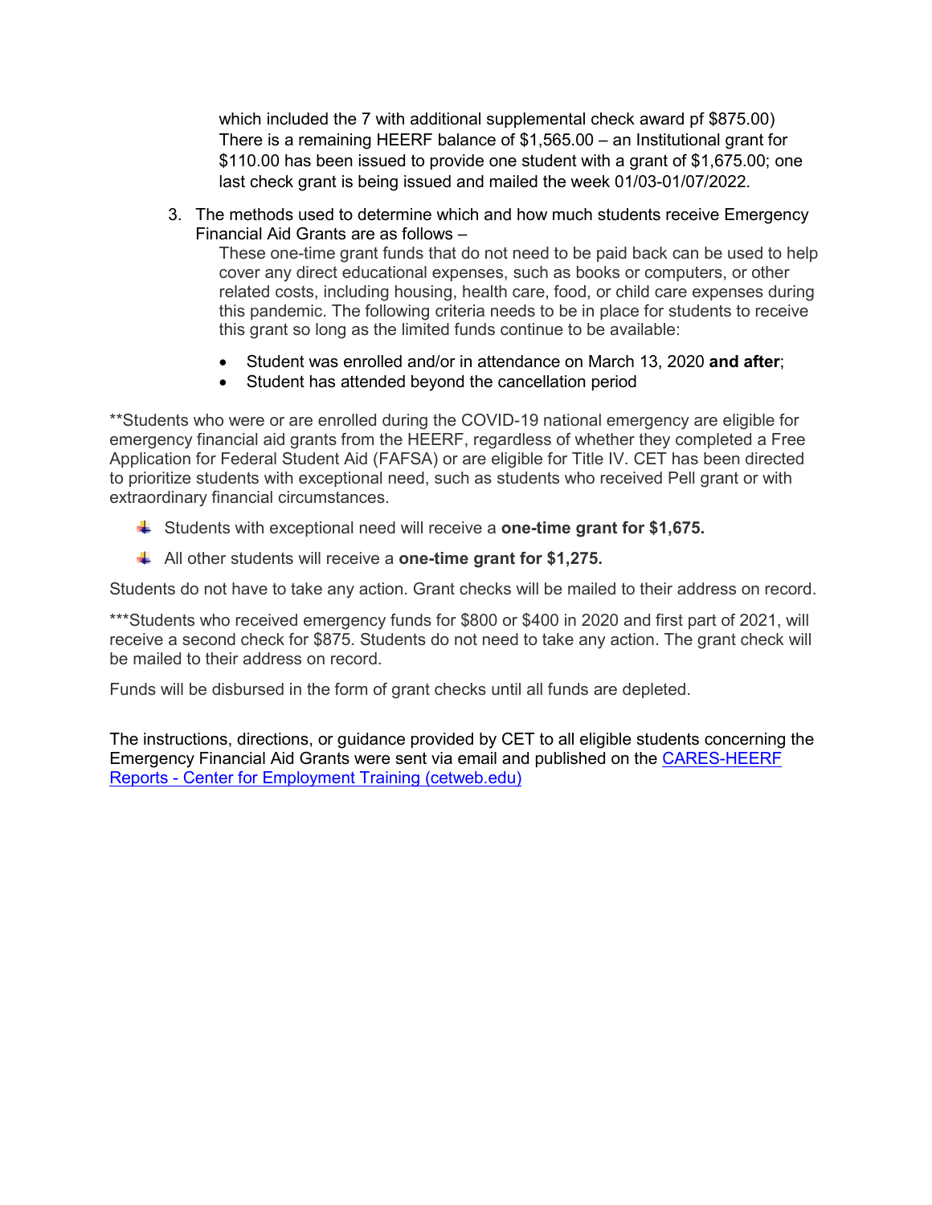which included the 7 with additional supplemental check award pf $875.00)
There is a remaining HEERF balance of $1,565.00 – an Institutional grant for $110.00 has been issued to provide one student with a grant of $1,675.00; one last check grant is being issued and mailed the week 01/03-01/07/2022.

3. The methods used to determine which and how much students receive Emergency Financial Aid Grants are as follows –
   These one-time grant funds that do not need to be paid back can be used to help cover any direct educational expenses, such as books or computers, or other related costs, including housing, health care, food, or child care expenses during this pandemic. The following criteria needs to be in place for students to receive this grant so long as the limited funds continue to be available:

   - Student was enrolled and/or in attendance on March 13, 2020 **and after**;
   - Student has attended beyond the cancellation period

**Students who were or are enrolled during the COVID-19 national emergency are eligible for emergency financial aid grants from the HEERF, regardless of whether they completed a Free Application for Federal Student Aid (FAFSA) or are eligible for Title IV. CET has been directed to prioritize students with exceptional need, such as students who received Pell grant or with extraordinary financial circumstances.

- Students with exceptional need will receive a **one-time grant for $1,675.**
- All other students will receive a **one-time grant for $1,275.**

Students do not have to take any action. Grant checks will be mailed to their address on record.

***Students who received emergency funds for $800 or $400 in 2020 and first part of 2021, will receive a second check for $875. Students do not need to take any action. The grant check will be mailed to their address on record.

Funds will be disbursed in the form of grant checks until all funds are depleted.

The instructions, directions, or guidance provided by CET to all eligible students concerning the Emergency Financial Aid Grants were sent via email and published on the [CARES-HEERF Reports - Center for Employment Training (cetweb.edu)]